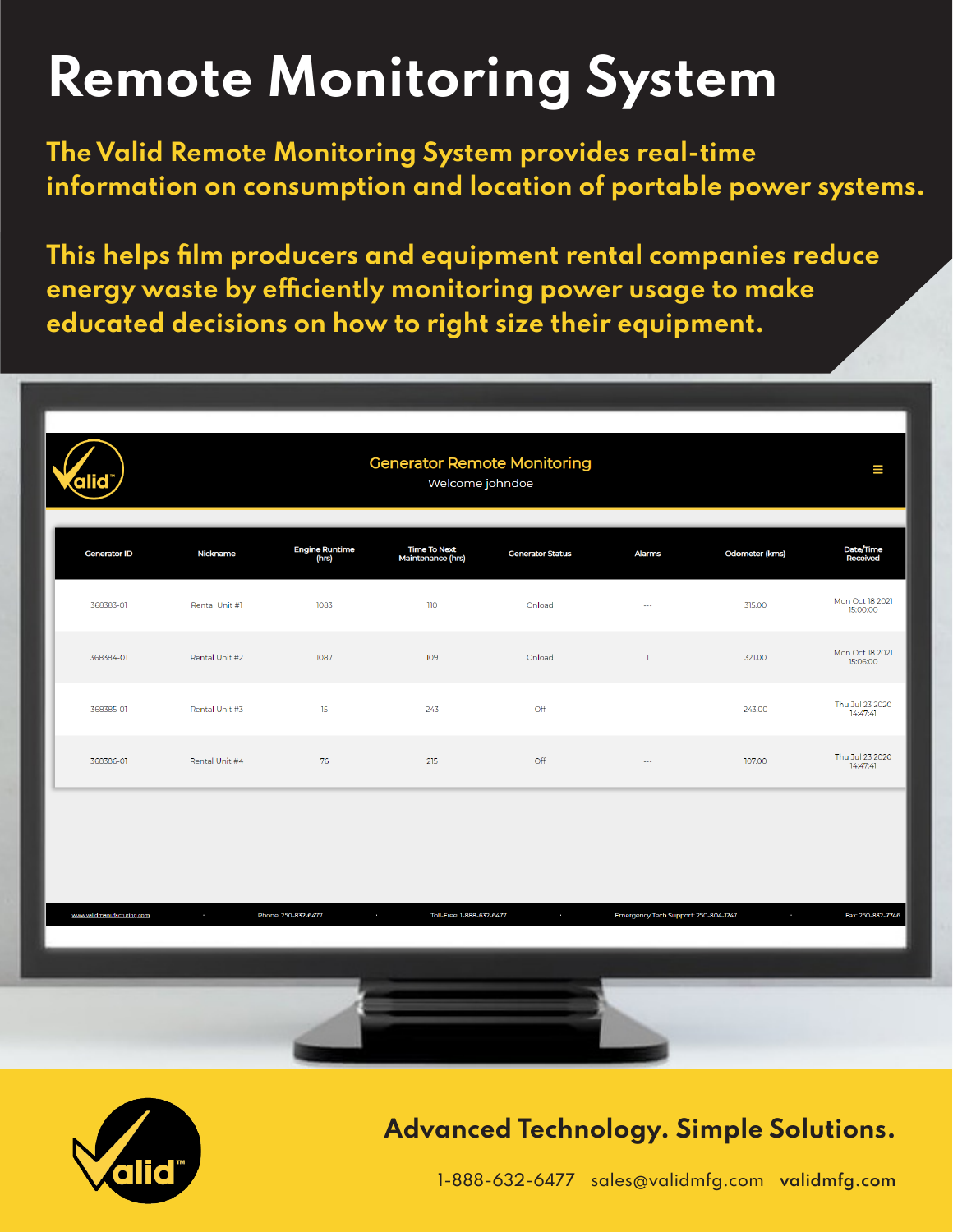# Remote Monitoring System

**The Valid Remote Monitoring System provides real-time information on consumption and location of portable power systems.**

**This helps film producers and equipment rental companies reduce energy waste by efficiently monitoring power usage to make educated decisions on how to right size their equipment.**

Generator Remote Monitoring

Welcome johndoe

| Generator ID | Nickname | Engine Runtime (hrs) | Time To Next Maintenance (hrs) | Generator Status | Alarms | Odometer (kms) | Date/Time Received |
|---|---|---|---|---|---|---|---|
| 368383-01 | Rental Unit #1 | 1083 | 110 | Onload | --- | 315.00 | Mon Oct 18 2021 15:00:00 |
| 368384-01 | Rental Unit #2 | 1087 | 109 | Onload | 1 | 321.00 | Mon Oct 18 2021 15:06:00 |
| 368385-01 | Rental Unit #3 | 15 | 243 | Off | --- | 243.00 | Thu Jul 23 2020 14:47:41 |
| 368386-01 | Rental Unit #4 | 76 | 215 | Off | --- | 107.00 | Thu Jul 23 2020 14:47:41 |

www.validmanufacturing.com · Phone: 250-832-6477 · Toll-Free: 1-888-632-6477 · Emergency Tech Support: 250-804-1247 · Fax: 250-832-7746

**Advanced Technology. Simple Solutions.**

1-888-632-6477 sales@validmfg.com **validmfg.com**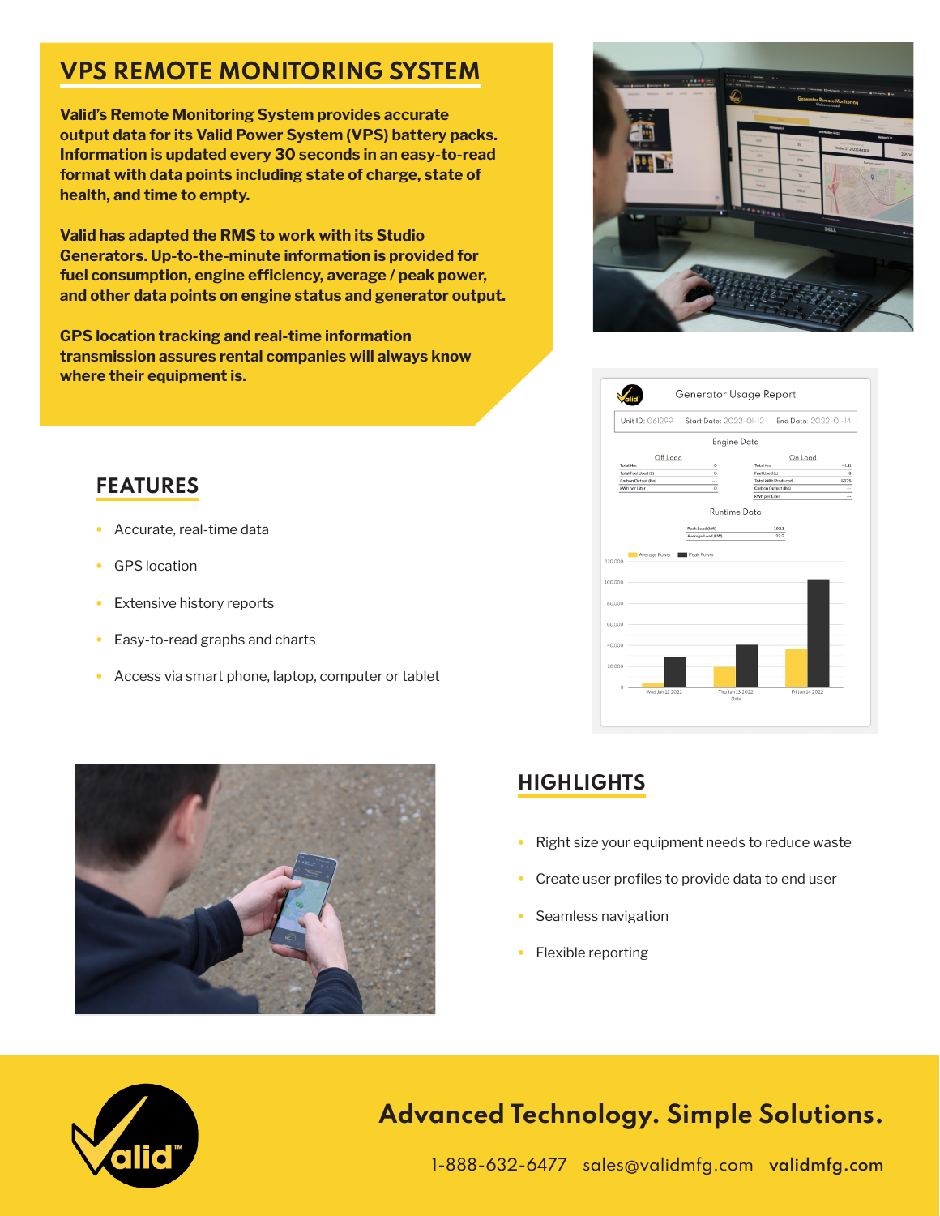# VPS REMOTE MONITORING SYSTEM

**Valid's Remote Monitoring System provides accurate output data for its Valid Power System (VPS) battery packs. Information is updated every 30 seconds in an easy-to-read format with data points including state of charge, state of health, and time to empty.**

**Valid has adapted the RMS to work with its Studio Generators. Up-to-the-minute information is provided for fuel consumption, engine efficiency, average / peak power, and other data points on engine status and generator output.**

**GPS location tracking and real-time information transmission assures rental companies will always know where their equipment is.**

Generator Usage Report

Unit ID: 061299 Start Date: 2022-01-12 End Date: 2022-01-14

Engine Data

| Off Load | | On Load | |
|---|---|---|---|
| Total Hrs | 0 | Total Hrs | 4.11 |
| Total Fuel Used (L) | 0 | Fuel Used (L) | 0 |
| Carbon Output (lbs) | --- | Total kWh Produced | 6125 |
| kWh per Liter | 0 | Carbon Output (lbs) | --- |
| | | kWh per Liter | --- |

Runtime Data

| | |
|---|---|
| Peak Load (kW) | 103.1 |
| Average Load (kW) | 22.5 |

Average Power
Peak Power
120,000
100,000
80,000
60,000
40,000
20,000
0
Wed Jan 12 2022
Thu Jan 13 2022
Fri Jan 14 2022
Date

## FEATURES

- Accurate, real-time data
- GPS location
- Extensive history reports
- Easy-to-read graphs and charts
- Access via smart phone, laptop, computer or tablet

## HIGHLIGHTS

- Right size your equipment needs to reduce waste
- Create user profiles to provide data to end user
- Seamless navigation
- Flexible reporting

Valid™

**Advanced Technology. Simple Solutions.**

1-888-632-6477 sales@validmfg.com **validmfg.com**